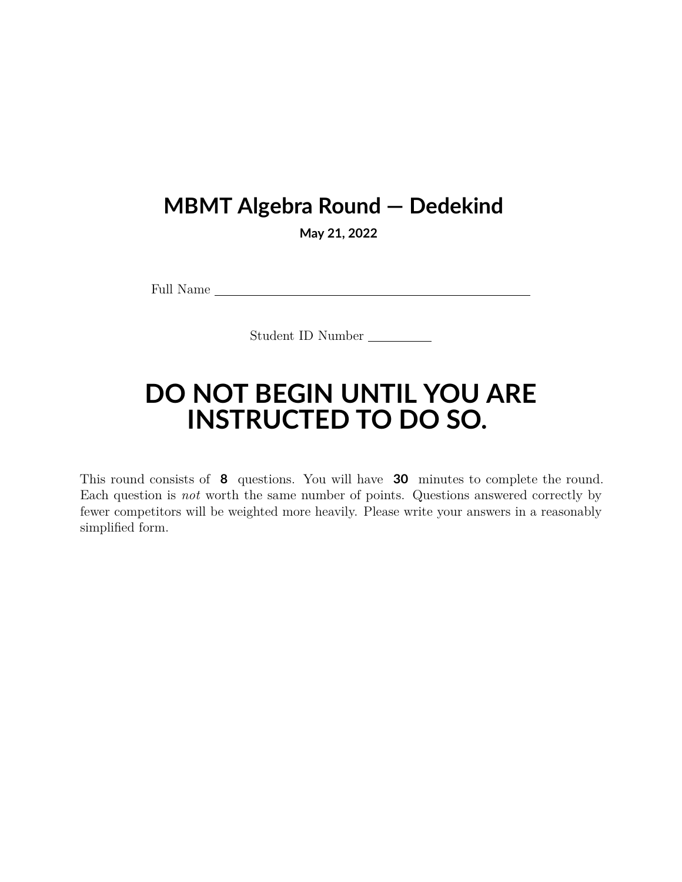# MBMT Algebra Round — Dedekind

**May 21, 2022**

Full Name \_\_\_\_\_\_\_\_\_\_\_\_\_\_\_\_\_\_\_\_\_\_\_\_\_\_\_\_\_\_\_\_\_\_\_\_\_\_\_\_

Student ID Number \_\_\_\_\_\_\_\_\_

# DO NOT BEGIN UNTIL YOU ARE INSTRUCTED TO DO SO.

This round consists of **8** questions. You will have **30** minutes to complete the round. Each question is *not* worth the same number of points. Questions answered correctly by fewer competitors will be weighted more heavily. Please write your answers in a reasonably simplified form.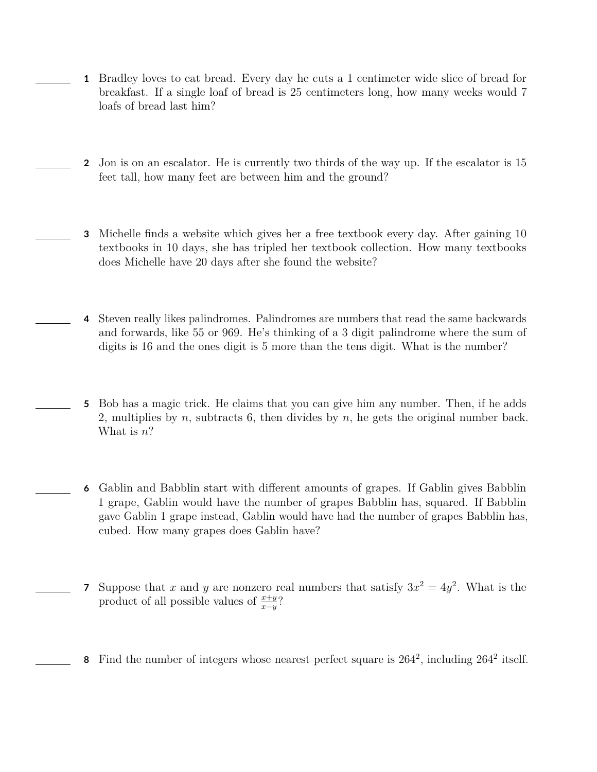______ **1** Bradley loves to eat bread. Every day he cuts a 1 centimeter wide slice of bread for breakfast. If a single loaf of bread is 25 centimeters long, how many weeks would 7 loafs of bread last him?

______ **2** Jon is on an escalator. He is currently two thirds of the way up. If the escalator is 15 feet tall, how many feet are between him and the ground?

______ **3** Michelle finds a website which gives her a free textbook every day. After gaining 10 textbooks in 10 days, she has tripled her textbook collection. How many textbooks does Michelle have 20 days after she found the website?

______ **4** Steven really likes palindromes. Palindromes are numbers that read the same backwards and forwards, like 55 or 969. He's thinking of a 3 digit palindrome where the sum of digits is 16 and the ones digit is 5 more than the tens digit. What is the number?

______ **5** Bob has a magic trick. He claims that you can give him any number. Then, if he adds 2, multiplies by $n$, subtracts 6, then divides by $n$, he gets the original number back. What is $n$?

______ **6** Gablin and Babblin start with different amounts of grapes. If Gablin gives Babblin 1 grape, Gablin would have the number of grapes Babblin has, squared. If Babblin gave Gablin 1 grape instead, Gablin would have had the number of grapes Babblin has, cubed. How many grapes does Gablin have?

______ **7** Suppose that $x$ and $y$ are nonzero real numbers that satisfy $3x^2 = 4y^2$. What is the product of all possible values of $\frac{x+y}{x-y}$?

______ **8** Find the number of integers whose nearest perfect square is $264^2$, including $264^2$ itself.